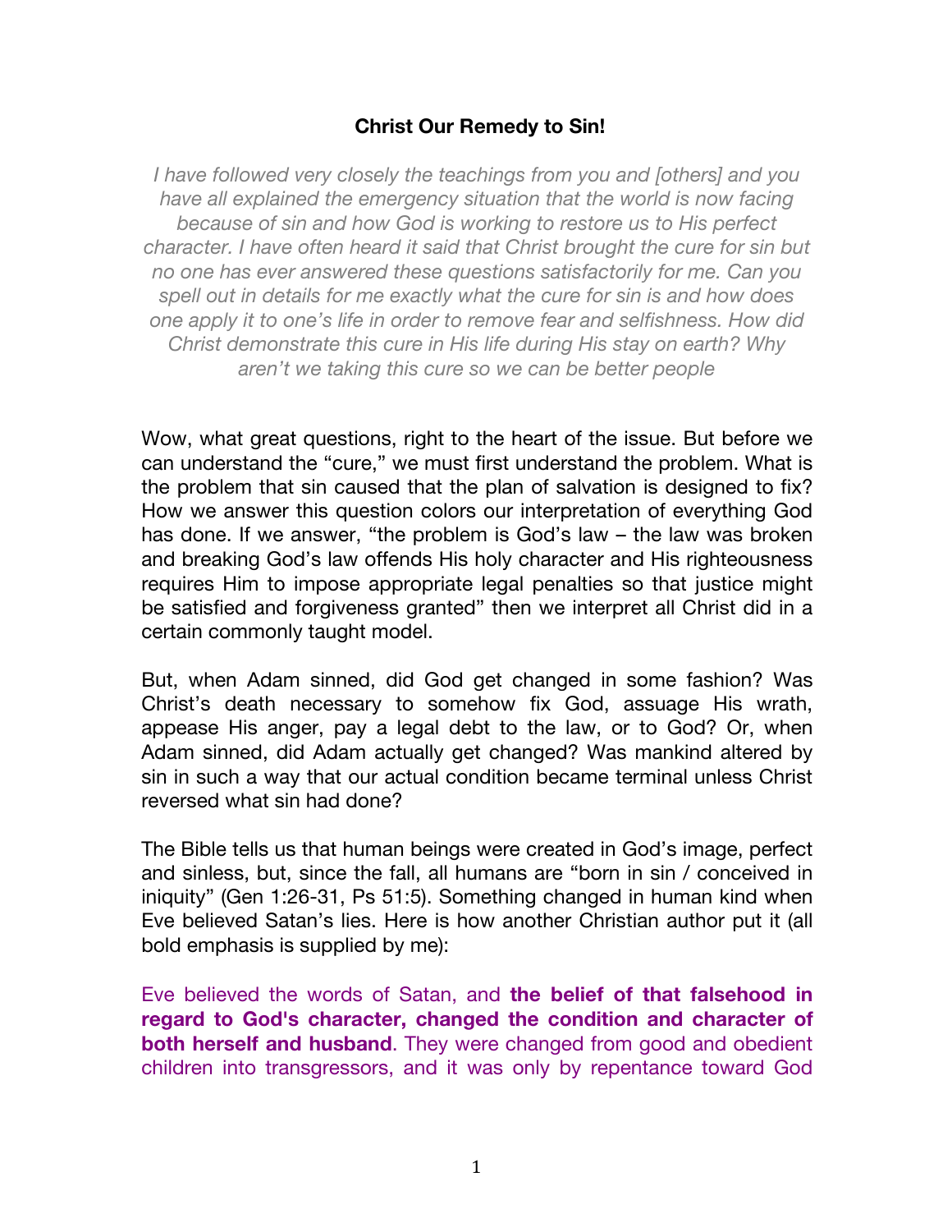# Christ Our Remedy to Sin!

*I have followed very closely the teachings from you and [others] and you have all explained the emergency situation that the world is now facing because of sin and how God is working to restore us to His perfect character. I have often heard it said that Christ brought the cure for sin but no one has ever answered these questions satisfactorily for me. Can you spell out in details for me exactly what the cure for sin is and how does one apply it to one's life in order to remove fear and selfishness. How did Christ demonstrate this cure in His life during His stay on earth? Why aren't we taking this cure so we can be better people*

Wow, what great questions, right to the heart of the issue. But before we can understand the "cure," we must first understand the problem. What is the problem that sin caused that the plan of salvation is designed to fix? How we answer this question colors our interpretation of everything God has done. If we answer, "the problem is God's law – the law was broken and breaking God's law offends His holy character and His righteousness requires Him to impose appropriate legal penalties so that justice might be satisfied and forgiveness granted" then we interpret all Christ did in a certain commonly taught model.

But, when Adam sinned, did God get changed in some fashion? Was Christ's death necessary to somehow fix God, assuage His wrath, appease His anger, pay a legal debt to the law, or to God? Or, when Adam sinned, did Adam actually get changed? Was mankind altered by sin in such a way that our actual condition became terminal unless Christ reversed what sin had done?

The Bible tells us that human beings were created in God's image, perfect and sinless, but, since the fall, all humans are "born in sin / conceived in iniquity" (Gen 1:26-31, Ps 51:5). Something changed in human kind when Eve believed Satan's lies. Here is how another Christian author put it (all bold emphasis is supplied by me):

Eve believed the words of Satan, and **the belief of that falsehood in regard to God's character, changed the condition and character of both herself and husband**. They were changed from good and obedient children into transgressors, and it was only by repentance toward God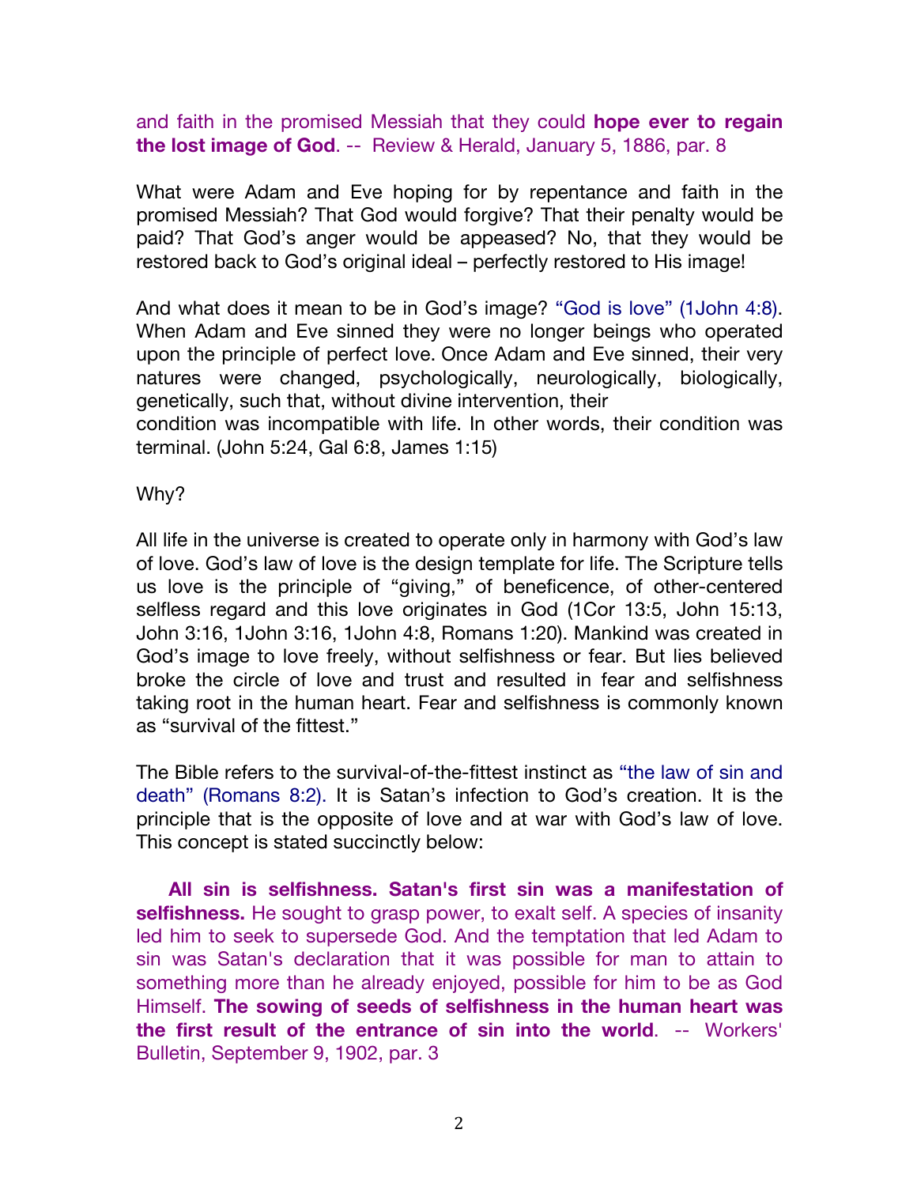and faith in the promised Messiah that they could **hope ever to regain the lost image of God**. -- Review & Herald, January 5, 1886, par. 8

What were Adam and Eve hoping for by repentance and faith in the promised Messiah? That God would forgive? That their penalty would be paid? That God's anger would be appeased? No, that they would be restored back to God's original ideal – perfectly restored to His image!

And what does it mean to be in God's image? "God is love" (1John 4:8). When Adam and Eve sinned they were no longer beings who operated upon the principle of perfect love. Once Adam and Eve sinned, their very natures were changed, psychologically, neurologically, biologically, genetically, such that, without divine intervention, their condition was incompatible with life. In other words, their condition was terminal. (John 5:24, Gal 6:8, James 1:15)

Why?

All life in the universe is created to operate only in harmony with God's law of love. God's law of love is the design template for life. The Scripture tells us love is the principle of "giving," of beneficence, of other-centered selfless regard and this love originates in God (1Cor 13:5, John 15:13, John 3:16, 1John 3:16, 1John 4:8, Romans 1:20). Mankind was created in God's image to love freely, without selfishness or fear. But lies believed broke the circle of love and trust and resulted in fear and selfishness taking root in the human heart. Fear and selfishness is commonly known as "survival of the fittest."

The Bible refers to the survival-of-the-fittest instinct as "the law of sin and death" (Romans 8:2). It is Satan's infection to God's creation. It is the principle that is the opposite of love and at war with God's law of love. This concept is stated succinctly below:

> **All sin is selfishness. Satan's first sin was a manifestation of selfishness.** He sought to grasp power, to exalt self. A species of insanity led him to seek to supersede God. And the temptation that led Adam to sin was Satan's declaration that it was possible for man to attain to something more than he already enjoyed, possible for him to be as God Himself. **The sowing of seeds of selfishness in the human heart was the first result of the entrance of sin into the world**. -- Workers' Bulletin, September 9, 1902, par. 3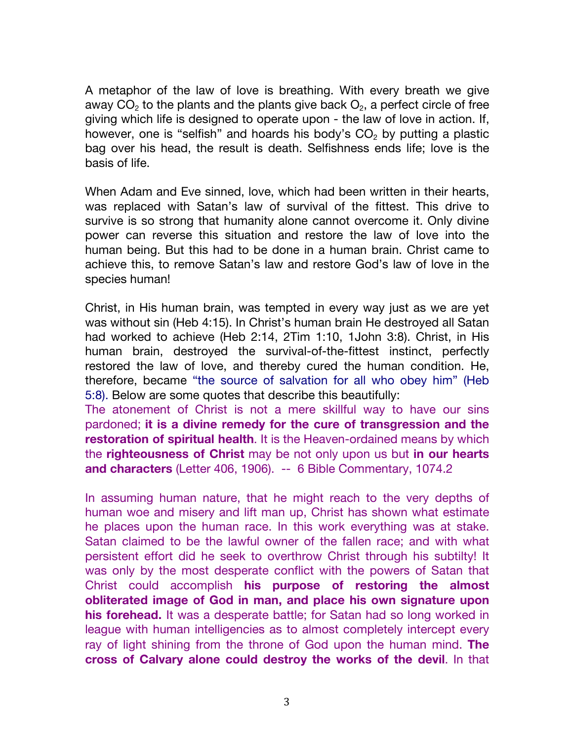A metaphor of the law of love is breathing. With every breath we give away $CO_2$ to the plants and the plants give back $O_2$, a perfect circle of free giving which life is designed to operate upon - the law of love in action. If, however, one is "selfish" and hoards his body's $CO_2$ by putting a plastic bag over his head, the result is death. Selfishness ends life; love is the basis of life.

When Adam and Eve sinned, love, which had been written in their hearts, was replaced with Satan's law of survival of the fittest. This drive to survive is so strong that humanity alone cannot overcome it. Only divine power can reverse this situation and restore the law of love into the human being. But this had to be done in a human brain. Christ came to achieve this, to remove Satan's law and restore God's law of love in the species human!

Christ, in His human brain, was tempted in every way just as we are yet was without sin (Heb 4:15). In Christ's human brain He destroyed all Satan had worked to achieve (Heb 2:14, 2Tim 1:10, 1John 3:8). Christ, in His human brain, destroyed the survival-of-the-fittest instinct, perfectly restored the law of love, and thereby cured the human condition. He, therefore, became "the source of salvation for all who obey him" (Heb 5:8). Below are some quotes that describe this beautifully:

The atonement of Christ is not a mere skillful way to have our sins pardoned; **it is a divine remedy for the cure of transgression and the restoration of spiritual health**. It is the Heaven-ordained means by which the **righteousness of Christ** may be not only upon us but **in our hearts and characters** (Letter 406, 1906). -- 6 Bible Commentary, 1074.2

In assuming human nature, that he might reach to the very depths of human woe and misery and lift man up, Christ has shown what estimate he places upon the human race. In this work everything was at stake. Satan claimed to be the lawful owner of the fallen race; and with what persistent effort did he seek to overthrow Christ through his subtilty! It was only by the most desperate conflict with the powers of Satan that Christ could accomplish **his purpose of restoring the almost obliterated image of God in man, and place his own signature upon his forehead.** It was a desperate battle; for Satan had so long worked in league with human intelligencies as to almost completely intercept every ray of light shining from the throne of God upon the human mind. **The cross of Calvary alone could destroy the works of the devil**. In that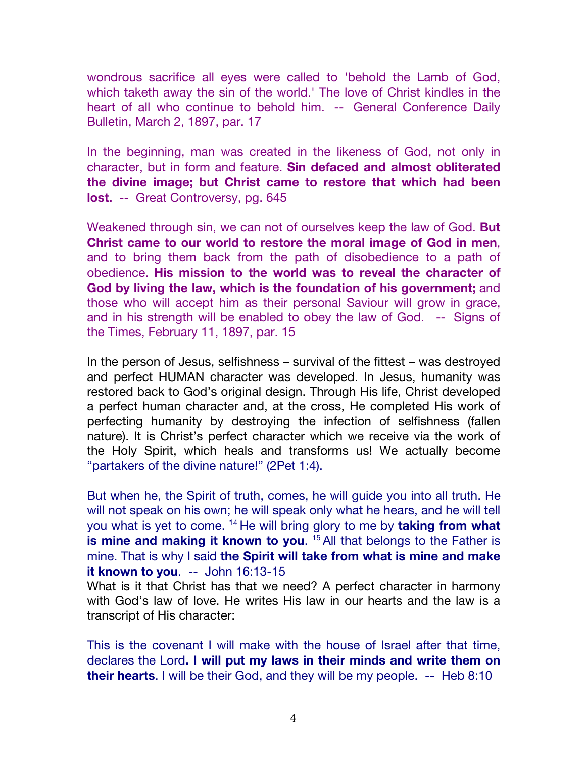wondrous sacrifice all eyes were called to 'behold the Lamb of God, which taketh away the sin of the world.' The love of Christ kindles in the heart of all who continue to behold him. -- General Conference Daily Bulletin, March 2, 1897, par. 17

In the beginning, man was created in the likeness of God, not only in character, but in form and feature. **Sin defaced and almost obliterated the divine image; but Christ came to restore that which had been lost.** -- Great Controversy, pg. 645

Weakened through sin, we can not of ourselves keep the law of God. **But Christ came to our world to restore the moral image of God in men**, and to bring them back from the path of disobedience to a path of obedience. **His mission to the world was to reveal the character of God by living the law, which is the foundation of his government;** and those who will accept him as their personal Saviour will grow in grace, and in his strength will be enabled to obey the law of God. -- Signs of the Times, February 11, 1897, par. 15

In the person of Jesus, selfishness – survival of the fittest – was destroyed and perfect HUMAN character was developed. In Jesus, humanity was restored back to God's original design. Through His life, Christ developed a perfect human character and, at the cross, He completed His work of perfecting humanity by destroying the infection of selfishness (fallen nature). It is Christ's perfect character which we receive via the work of the Holy Spirit, which heals and transforms us! We actually become "partakers of the divine nature!" (2Pet 1:4).

But when he, the Spirit of truth, comes, he will guide you into all truth. He will not speak on his own; he will speak only what he hears, and he will tell you what is yet to come. [14] He will bring glory to me by **taking from what is mine and making it known to you**. [15] All that belongs to the Father is mine. That is why I said **the Spirit will take from what is mine and make it known to you**. -- John 16:13-15

What is it that Christ has that we need? A perfect character in harmony with God's law of love. He writes His law in our hearts and the law is a transcript of His character:

This is the covenant I will make with the house of Israel after that time, declares the Lord**. I will put my laws in their minds and write them on their hearts**. I will be their God, and they will be my people. -- Heb 8:10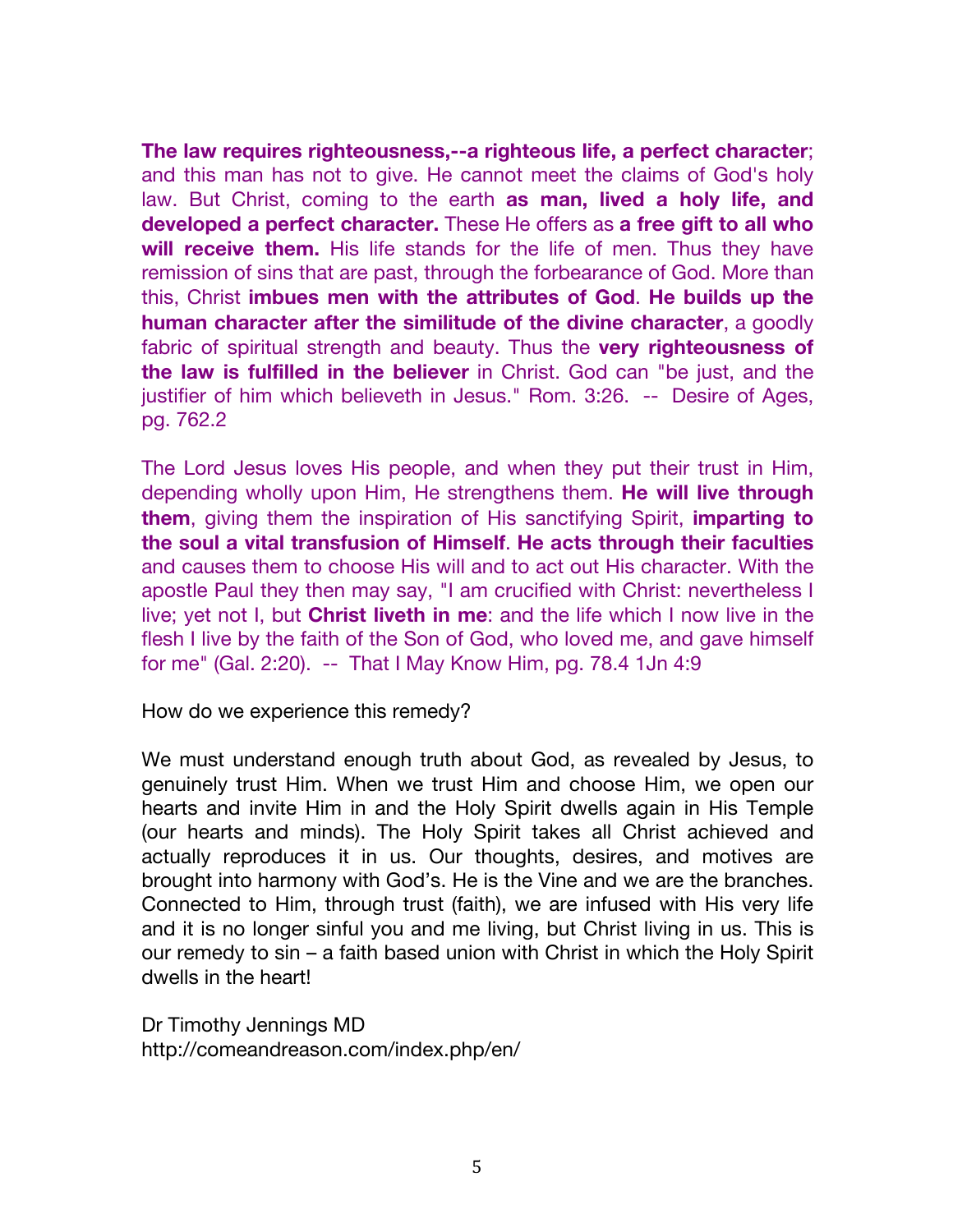**The law requires righteousness,--a righteous life, a perfect character**; and this man has not to give. He cannot meet the claims of God's holy law. But Christ, coming to the earth **as man, lived a holy life, and developed a perfect character.** These He offers as **a free gift to all who will receive them.** His life stands for the life of men. Thus they have remission of sins that are past, through the forbearance of God. More than this, Christ **imbues men with the attributes of God**. **He builds up the human character after the similitude of the divine character**, a goodly fabric of spiritual strength and beauty. Thus the **very righteousness of the law is fulfilled in the believer** in Christ. God can "be just, and the justifier of him which believeth in Jesus." Rom. 3:26. -- Desire of Ages, pg. 762.2

The Lord Jesus loves His people, and when they put their trust in Him, depending wholly upon Him, He strengthens them. **He will live through them**, giving them the inspiration of His sanctifying Spirit, **imparting to the soul a vital transfusion of Himself**. **He acts through their faculties** and causes them to choose His will and to act out His character. With the apostle Paul they then may say, "I am crucified with Christ: nevertheless I live; yet not I, but **Christ liveth in me**: and the life which I now live in the flesh I live by the faith of the Son of God, who loved me, and gave himself for me" (Gal. 2:20). -- That I May Know Him, pg. 78.4 1Jn 4:9

How do we experience this remedy?

We must understand enough truth about God, as revealed by Jesus, to genuinely trust Him. When we trust Him and choose Him, we open our hearts and invite Him in and the Holy Spirit dwells again in His Temple (our hearts and minds). The Holy Spirit takes all Christ achieved and actually reproduces it in us. Our thoughts, desires, and motives are brought into harmony with God's. He is the Vine and we are the branches. Connected to Him, through trust (faith), we are infused with His very life and it is no longer sinful you and me living, but Christ living in us. This is our remedy to sin – a faith based union with Christ in which the Holy Spirit dwells in the heart!

Dr Timothy Jennings MD
http://comeandreason.com/index.php/en/